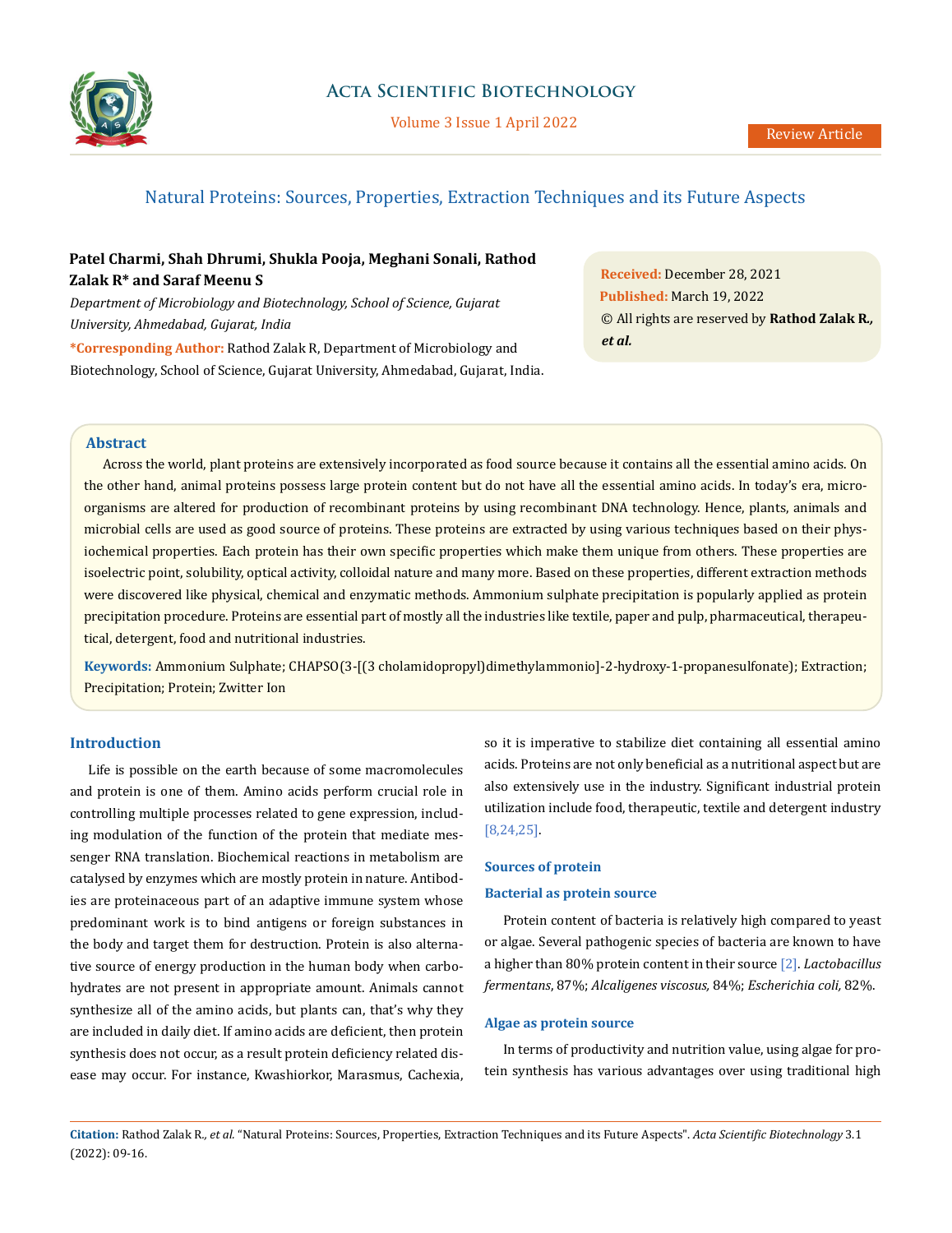Review Article

# Natural Proteins: Sources, Properties, Extraction Techniques and its Future Aspects

**Patel Charmi, Shah Dhrumi, Shukla Pooja, Meghani Sonali, Rathod Zalak R\* and Saraf Meenu S**

*Department of Microbiology and Biotechnology, School of Science, Gujarat University, Ahmedabad, Gujarat, India*

**\*Corresponding Author:** Rathod Zalak R, Department of Microbiology and Biotechnology, School of Science, Gujarat University, Ahmedabad, Gujarat, India.

**Received:** December 28, 2021
**Published:** March 19, 2022
© All rights are reserved by **Rathod Zalak R., *et al.***

## Abstract

Across the world, plant proteins are extensively incorporated as food source because it contains all the essential amino acids. On the other hand, animal proteins possess large protein content but do not have all the essential amino acids. In today's era, microorganisms are altered for production of recombinant proteins by using recombinant DNA technology. Hence, plants, animals and microbial cells are used as good source of proteins. These proteins are extracted by using various techniques based on their physiochemical properties. Each protein has their own specific properties which make them unique from others. These properties are isoelectric point, solubility, optical activity, colloidal nature and many more. Based on these properties, different extraction methods were discovered like physical, chemical and enzymatic methods. Ammonium sulphate precipitation is popularly applied as protein precipitation procedure. Proteins are essential part of mostly all the industries like textile, paper and pulp, pharmaceutical, therapeutical, detergent, food and nutritional industries.

**Keywords:** Ammonium Sulphate; CHAPSO(3-[(3 cholamidopropyl)dimethylammonio]-2-hydroxy-1-propanesulfonate); Extraction; Precipitation; Protein; Zwitter Ion

## Introduction

Life is possible on the earth because of some macromolecules and protein is one of them. Amino acids perform crucial role in controlling multiple processes related to gene expression, including modulation of the function of the protein that mediate messenger RNA translation. Biochemical reactions in metabolism are catalysed by enzymes which are mostly protein in nature. Antibodies are proteinaceous part of an adaptive immune system whose predominant work is to bind antigens or foreign substances in the body and target them for destruction. Protein is also alternative source of energy production in the human body when carbohydrates are not present in appropriate amount. Animals cannot synthesize all of the amino acids, but plants can, that's why they are included in daily diet. If amino acids are deficient, then protein synthesis does not occur, as a result protein deficiency related disease may occur. For instance, Kwashiorkor, Marasmus, Cachexia, so it is imperative to stabilize diet containing all essential amino acids. Proteins are not only beneficial as a nutritional aspect but are also extensively use in the industry. Significant industrial protein utilization include food, therapeutic, textile and detergent industry [8,24,25].

### Sources of protein

#### Bacterial as protein source

Protein content of bacteria is relatively high compared to yeast or algae. Several pathogenic species of bacteria are known to have a higher than 80% protein content in their source [2]. *Lactobacillus fermentans*, 87%; *Alcaligenes viscosus,* 84%; *Escherichia coli,* 82%.

#### Algae as protein source

In terms of productivity and nutrition value, using algae for protein synthesis has various advantages over using traditional high

**Citation:** Rathod Zalak R., *et al.* "Natural Proteins: Sources, Properties, Extraction Techniques and its Future Aspects". *Acta Scientific Biotechnology* 3.1 (2022): 09-16.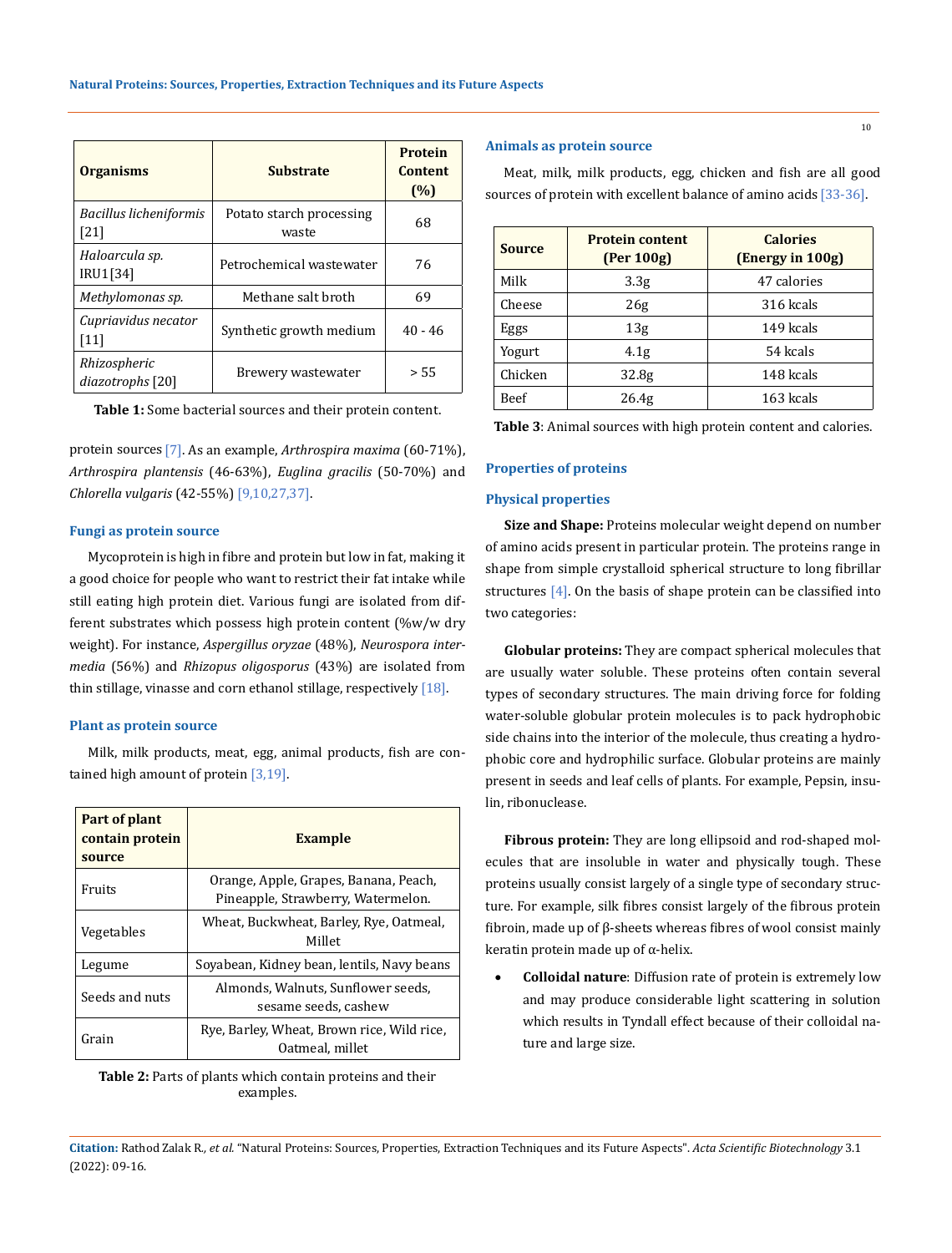| Organisms | Substrate | Protein Content (%) |
|---|---|---|
| *Bacillus licheniformis* [21] | Potato starch processing waste | 68 |
| *Haloarcula sp.* IRU1[34] | Petrochemical wastewater | 76 |
| *Methylomonas sp.* | Methane salt broth | 69 |
| *Cupriavidus necator* [11] | Synthetic growth medium | 40 - 46 |
| *Rhizospheric diazotrophs* [20] | Brewery wastewater | > 55 |

**Table 1:** Some bacterial sources and their protein content.

protein sources [7]. As an example, *Arthrospira maxima* (60-71%), *Arthrospira plantensis* (46-63%), *Euglina gracilis* (50-70%) and *Chlorella vulgaris* (42-55%) [9,10,27,37].

### Fungi as protein source

Mycoprotein is high in fibre and protein but low in fat, making it a good choice for people who want to restrict their fat intake while still eating high protein diet. Various fungi are isolated from different substrates which possess high protein content (%w/w dry weight). For instance, *Aspergillus oryzae* (48%), *Neurospora intermedia* (56%) and *Rhizopus oligosporus* (43%) are isolated from thin stillage, vinasse and corn ethanol stillage, respectively [18].

### Plant as protein source

Milk, milk products, meat, egg, animal products, fish are contained high amount of protein [3,19].

| Part of plant contain protein source | Example |
|---|---|
| Fruits | Orange, Apple, Grapes, Banana, Peach, Pineapple, Strawberry, Watermelon. |
| Vegetables | Wheat, Buckwheat, Barley, Rye, Oatmeal, Millet |
| Legume | Soyabean, Kidney bean, lentils, Navy beans |
| Seeds and nuts | Almonds, Walnuts, Sunflower seeds, sesame seeds, cashew |
| Grain | Rye, Barley, Wheat, Brown rice, Wild rice, Oatmeal, millet |

**Table 2:** Parts of plants which contain proteins and their examples.

### Animals as protein source

Meat, milk, milk products, egg, chicken and fish are all good sources of protein with excellent balance of amino acids [33-36].

| Source | Protein content (Per 100g) | Calories (Energy in 100g) |
|---|---|---|
| Milk | 3.3g | 47 calories |
| Cheese | 26g | 316 kcals |
| Eggs | 13g | 149 kcals |
| Yogurt | 4.1g | 54 kcals |
| Chicken | 32.8g | 148 kcals |
| Beef | 26.4g | 163 kcals |

**Table 3**: Animal sources with high protein content and calories.

## Properties of proteins

### Physical properties

**Size and Shape:** Proteins molecular weight depend on number of amino acids present in particular protein. The proteins range in shape from simple crystalloid spherical structure to long fibrillar structures [4]. On the basis of shape protein can be classified into two categories:

**Globular proteins:** They are compact spherical molecules that are usually water soluble. These proteins often contain several types of secondary structures. The main driving force for folding water-soluble globular protein molecules is to pack hydrophobic side chains into the interior of the molecule, thus creating a hydrophobic core and hydrophilic surface. Globular proteins are mainly present in seeds and leaf cells of plants. For example, Pepsin, insulin, ribonuclease.

**Fibrous protein:** They are long ellipsoid and rod-shaped molecules that are insoluble in water and physically tough. These proteins usually consist largely of a single type of secondary structure. For example, silk fibres consist largely of the fibrous protein fibroin, made up of β-sheets whereas fibres of wool consist mainly keratin protein made up of α-helix.

- **Colloidal nature**: Diffusion rate of protein is extremely low and may produce considerable light scattering in solution which results in Tyndall effect because of their colloidal nature and large size.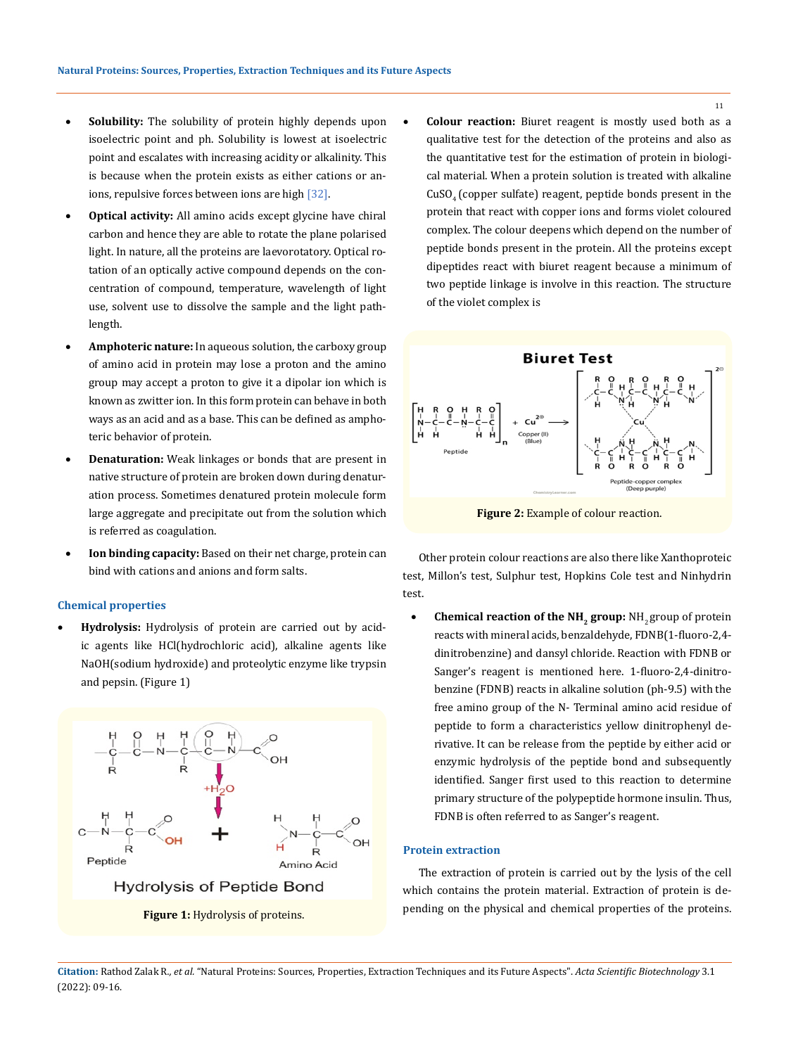- **Solubility:** The solubility of protein highly depends upon isoelectric point and ph. Solubility is lowest at isoelectric point and escalates with increasing acidity or alkalinity. This is because when the protein exists as either cations or anions, repulsive forces between ions are high [32].
- **Optical activity:** All amino acids except glycine have chiral carbon and hence they are able to rotate the plane polarised light. In nature, all the proteins are laevorotatory. Optical rotation of an optically active compound depends on the concentration of compound, temperature, wavelength of light use, solvent use to dissolve the sample and the light pathlength.
- **Amphoteric nature:** In aqueous solution, the carboxy group of amino acid in protein may lose a proton and the amino group may accept a proton to give it a dipolar ion which is known as zwitter ion. In this form protein can behave in both ways as an acid and as a base. This can be defined as amphoteric behavior of protein.
- **Denaturation:** Weak linkages or bonds that are present in native structure of protein are broken down during denaturation process. Sometimes denatured protein molecule form large aggregate and precipitate out from the solution which is referred as coagulation.
- **Ion binding capacity:** Based on their net charge, protein can bind with cations and anions and form salts.

### Chemical properties

- **Hydrolysis:** Hydrolysis of protein are carried out by acidic agents like HCl(hydrochloric acid), alkaline agents like NaOH(sodium hydroxide) and proteolytic enzyme like trypsin and pepsin. (Figure 1)

**Figure 1:** Hydrolysis of proteins.

- **Colour reaction:** Biuret reagent is mostly used both as a qualitative test for the detection of the proteins and also as the quantitative test for the estimation of protein in biological material. When a protein solution is treated with alkaline $CuSO_4$ (copper sulfate) reagent, peptide bonds present in the protein that react with copper ions and forms violet coloured complex. The colour deepens which depend on the number of peptide bonds present in the protein. All the proteins except dipeptides react with biuret reagent because a minimum of two peptide linkage is involve in this reaction. The structure of the violet complex is

**Figure 2:** Example of colour reaction.

Other protein colour reactions are also there like Xanthoproteic test, Millon's test, Sulphur test, Hopkins Cole test and Ninhydrin test.

- **Chemical reaction of the $NH_2$ group:** $NH_2$ group of protein reacts with mineral acids, benzaldehyde, FDNB(1-fluoro-2,4-dinitrobenzine) and dansyl chloride. Reaction with FDNB or Sanger's reagent is mentioned here. 1-fluoro-2,4-dinitrobenzine (FDNB) reacts in alkaline solution (ph-9.5) with the free amino group of the N- Terminal amino acid residue of peptide to form a characteristics yellow dinitrophenyl derivative. It can be release from the peptide by either acid or enzymic hydrolysis of the peptide bond and subsequently identified. Sanger first used to this reaction to determine primary structure of the polypeptide hormone insulin. Thus, FDNB is often referred to as Sanger's reagent.

### Protein extraction

The extraction of protein is carried out by the lysis of the cell which contains the protein material. Extraction of protein is depending on the physical and chemical properties of the proteins.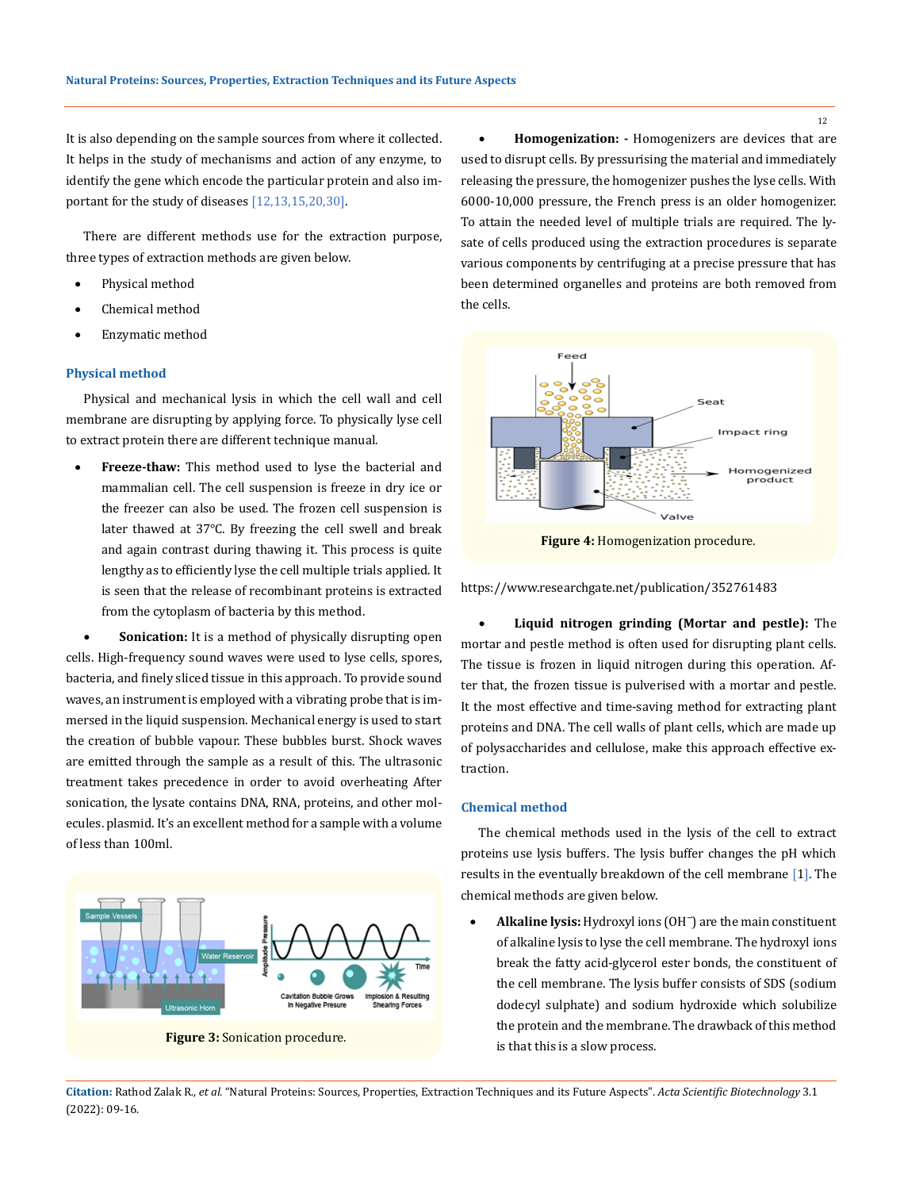It is also depending on the sample sources from where it collected. It helps in the study of mechanisms and action of any enzyme, to identify the gene which encode the particular protein and also important for the study of diseases [12,13,15,20,30].

There are different methods use for the extraction purpose, three types of extraction methods are given below.

- Physical method
- Chemical method
- Enzymatic method

### Physical method

Physical and mechanical lysis in which the cell wall and cell membrane are disrupting by applying force. To physically lyse cell to extract protein there are different technique manual.

- **Freeze-thaw:** This method used to lyse the bacterial and mammalian cell. The cell suspension is freeze in dry ice or the freezer can also be used. The frozen cell suspension is later thawed at 37°C. By freezing the cell swell and break and again contrast during thawing it. This process is quite lengthy as to efficiently lyse the cell multiple trials applied. It is seen that the release of recombinant proteins is extracted from the cytoplasm of bacteria by this method.

- **Sonication:** It is a method of physically disrupting open cells. High-frequency sound waves were used to lyse cells, spores, bacteria, and finely sliced tissue in this approach. To provide sound waves, an instrument is employed with a vibrating probe that is immersed in the liquid suspension. Mechanical energy is used to start the creation of bubble vapour. These bubbles burst. Shock waves are emitted through the sample as a result of this. The ultrasonic treatment takes precedence in order to avoid overheating After sonication, the lysate contains DNA, RNA, proteins, and other molecules. plasmid. It's an excellent method for a sample with a volume of less than 100ml.

**Figure 3:** Sonication procedure.

- **Homogenization: -** Homogenizers are devices that are used to disrupt cells. By pressurising the material and immediately releasing the pressure, the homogenizer pushes the lyse cells. With 6000-10,000 pressure, the French press is an older homogenizer. To attain the needed level of multiple trials are required. The lysate of cells produced using the extraction procedures is separate various components by centrifuging at a precise pressure that has been determined organelles and proteins are both removed from the cells.

**Figure 4:** Homogenization procedure.

https://www.researchgate.net/publication/352761483

- **Liquid nitrogen grinding (Mortar and pestle):** The mortar and pestle method is often used for disrupting plant cells. The tissue is frozen in liquid nitrogen during this operation. After that, the frozen tissue is pulverised with a mortar and pestle. It the most effective and time-saving method for extracting plant proteins and DNA. The cell walls of plant cells, which are made up of polysaccharides and cellulose, make this approach effective extraction.

### Chemical method

The chemical methods used in the lysis of the cell to extract proteins use lysis buffers. The lysis buffer changes the pH which results in the eventually breakdown of the cell membrane [1]. The chemical methods are given below.

- **Alkaline lysis:** Hydroxyl ions ($OH^-$) are the main constituent of alkaline lysis to lyse the cell membrane. The hydroxyl ions break the fatty acid-glycerol ester bonds, the constituent of the cell membrane. The lysis buffer consists of SDS (sodium dodecyl sulphate) and sodium hydroxide which solubilize the protein and the membrane. The drawback of this method is that this is a slow process.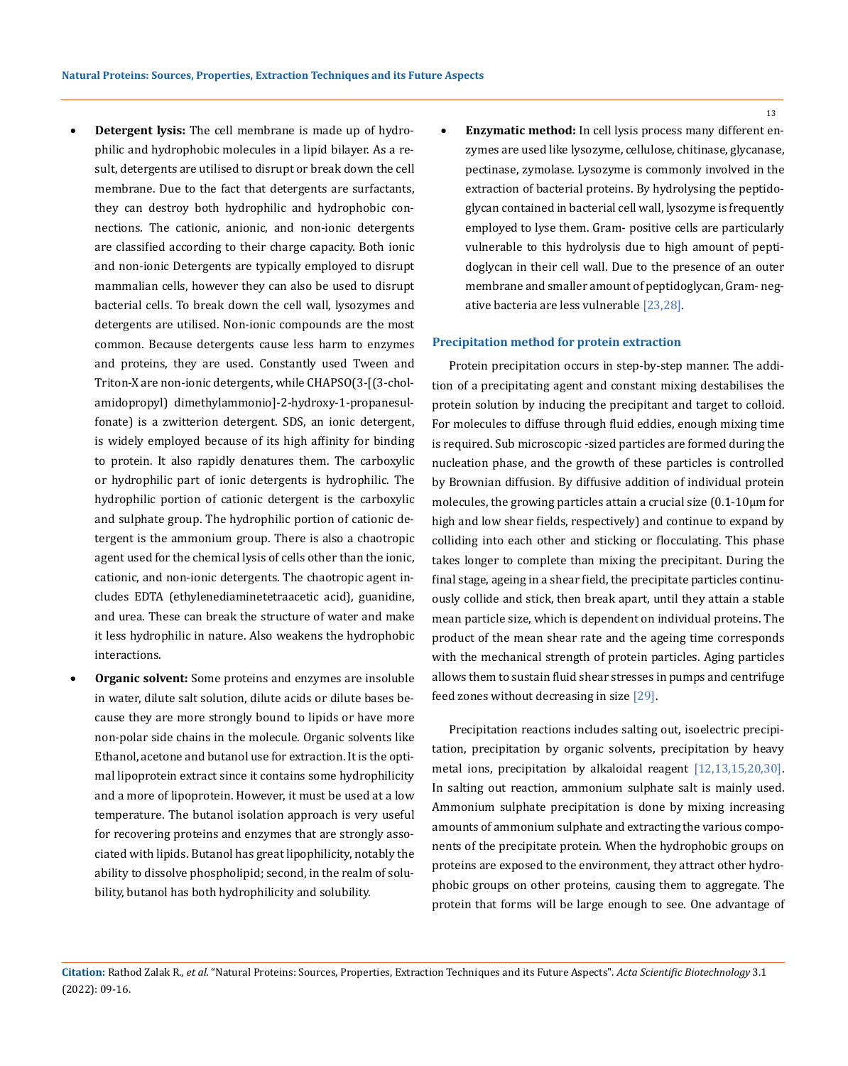- **Detergent lysis:** The cell membrane is made up of hydrophilic and hydrophobic molecules in a lipid bilayer. As a result, detergents are utilised to disrupt or break down the cell membrane. Due to the fact that detergents are surfactants, they can destroy both hydrophilic and hydrophobic connections. The cationic, anionic, and non-ionic detergents are classified according to their charge capacity. Both ionic and non-ionic Detergents are typically employed to disrupt mammalian cells, however they can also be used to disrupt bacterial cells. To break down the cell wall, lysozymes and detergents are utilised. Non-ionic compounds are the most common. Because detergents cause less harm to enzymes and proteins, they are used. Constantly used Tween and Triton-X are non-ionic detergents, while CHAPSO(3-[(3-cholamidopropyl) dimethylammonio]-2-hydroxy-1-propanesulfonate) is a zwitterion detergent. SDS, an ionic detergent, is widely employed because of its high affinity for binding to protein. It also rapidly denatures them. The carboxylic or hydrophilic part of ionic detergents is hydrophilic. The hydrophilic portion of cationic detergent is the carboxylic and sulphate group. The hydrophilic portion of cationic detergent is the ammonium group. There is also a chaotropic agent used for the chemical lysis of cells other than the ionic, cationic, and non-ionic detergents. The chaotropic agent includes EDTA (ethylenediaminetetraacetic acid), guanidine, and urea. These can break the structure of water and make it less hydrophilic in nature. Also weakens the hydrophobic interactions.
- **Organic solvent:** Some proteins and enzymes are insoluble in water, dilute salt solution, dilute acids or dilute bases because they are more strongly bound to lipids or have more non-polar side chains in the molecule. Organic solvents like Ethanol, acetone and butanol use for extraction. It is the optimal lipoprotein extract since it contains some hydrophilicity and a more of lipoprotein. However, it must be used at a low temperature. The butanol isolation approach is very useful for recovering proteins and enzymes that are strongly associated with lipids. Butanol has great lipophilicity, notably the ability to dissolve phospholipid; second, in the realm of solubility, butanol has both hydrophilicity and solubility.
- **Enzymatic method:** In cell lysis process many different enzymes are used like lysozyme, cellulose, chitinase, glycanase, pectinase, zymolase. Lysozyme is commonly involved in the extraction of bacterial proteins. By hydrolysing the peptidoglycan contained in bacterial cell wall, lysozyme is frequently employed to lyse them. Gram- positive cells are particularly vulnerable to this hydrolysis due to high amount of peptidoglycan in their cell wall. Due to the presence of an outer membrane and smaller amount of peptidoglycan, Gram- negative bacteria are less vulnerable [23,28].

### Precipitation method for protein extraction

Protein precipitation occurs in step-by-step manner. The addition of a precipitating agent and constant mixing destabilises the protein solution by inducing the precipitant and target to colloid. For molecules to diffuse through fluid eddies, enough mixing time is required. Sub microscopic -sized particles are formed during the nucleation phase, and the growth of these particles is controlled by Brownian diffusion. By diffusive addition of individual protein molecules, the growing particles attain a crucial size (0.1-10μm for high and low shear fields, respectively) and continue to expand by colliding into each other and sticking or flocculating. This phase takes longer to complete than mixing the precipitant. During the final stage, ageing in a shear field, the precipitate particles continuously collide and stick, then break apart, until they attain a stable mean particle size, which is dependent on individual proteins. The product of the mean shear rate and the ageing time corresponds with the mechanical strength of protein particles. Aging particles allows them to sustain fluid shear stresses in pumps and centrifuge feed zones without decreasing in size [29].

Precipitation reactions includes salting out, isoelectric precipitation, precipitation by organic solvents, precipitation by heavy metal ions, precipitation by alkaloidal reagent [12,13,15,20,30]. In salting out reaction, ammonium sulphate salt is mainly used. Ammonium sulphate precipitation is done by mixing increasing amounts of ammonium sulphate and extracting the various components of the precipitate protein. When the hydrophobic groups on proteins are exposed to the environment, they attract other hydrophobic groups on other proteins, causing them to aggregate. The protein that forms will be large enough to see. One advantage of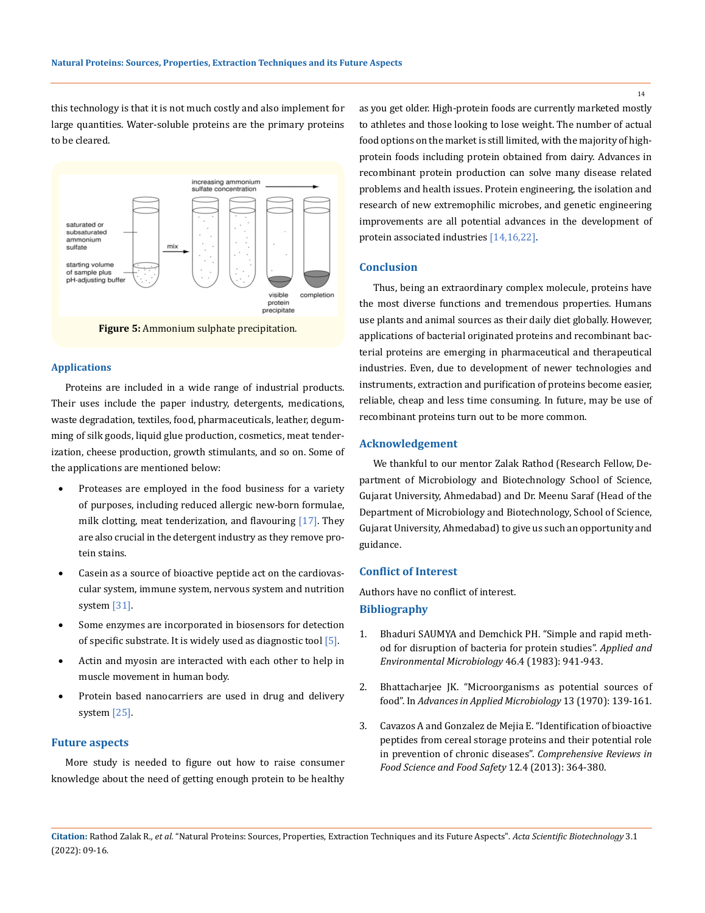this technology is that it is not much costly and also implement for large quantities. Water-soluble proteins are the primary proteins to be cleared.

**Figure 5:** Ammonium sulphate precipitation.

## Applications

Proteins are included in a wide range of industrial products. Their uses include the paper industry, detergents, medications, waste degradation, textiles, food, pharmaceuticals, leather, degumming of silk goods, liquid glue production, cosmetics, meat tenderization, cheese production, growth stimulants, and so on. Some of the applications are mentioned below:

- Proteases are employed in the food business for a variety of purposes, including reduced allergic new-born formulae, milk clotting, meat tenderization, and flavouring [17]. They are also crucial in the detergent industry as they remove protein stains.
- Casein as a source of bioactive peptide act on the cardiovascular system, immune system, nervous system and nutrition system [31].
- Some enzymes are incorporated in biosensors for detection of specific substrate. It is widely used as diagnostic tool [5].
- Actin and myosin are interacted with each other to help in muscle movement in human body.
- Protein based nanocarriers are used in drug and delivery system [25].

## Future aspects

More study is needed to figure out how to raise consumer knowledge about the need of getting enough protein to be healthy as you get older. High-protein foods are currently marketed mostly to athletes and those looking to lose weight. The number of actual food options on the market is still limited, with the majority of high-protein foods including protein obtained from dairy. Advances in recombinant protein production can solve many disease related problems and health issues. Protein engineering, the isolation and research of new extremophilic microbes, and genetic engineering improvements are all potential advances in the development of protein associated industries [14,16,22].

## Conclusion

Thus, being an extraordinary complex molecule, proteins have the most diverse functions and tremendous properties. Humans use plants and animal sources as their daily diet globally. However, applications of bacterial originated proteins and recombinant bacterial proteins are emerging in pharmaceutical and therapeutical industries. Even, due to development of newer technologies and instruments, extraction and purification of proteins become easier, reliable, cheap and less time consuming. In future, may be use of recombinant proteins turn out to be more common.

## Acknowledgement

We thankful to our mentor Zalak Rathod (Research Fellow, Department of Microbiology and Biotechnology School of Science, Gujarat University, Ahmedabad) and Dr. Meenu Saraf (Head of the Department of Microbiology and Biotechnology, School of Science, Gujarat University, Ahmedabad) to give us such an opportunity and guidance.

## Conflict of Interest

Authors have no conflict of interest.

## Bibliography

1. Bhaduri SAUMYA and Demchick PH. "Simple and rapid method for disruption of bacteria for protein studies". *Applied and Environmental Microbiology* 46.4 (1983): 941-943.
2. Bhattacharjee JK. "Microorganisms as potential sources of food". In *Advances in Applied Microbiology* 13 (1970): 139-161.
3. Cavazos A and Gonzalez de Mejia E. "Identification of bioactive peptides from cereal storage proteins and their potential role in prevention of chronic diseases". *Comprehensive Reviews in Food Science and Food Safety* 12.4 (2013): 364-380.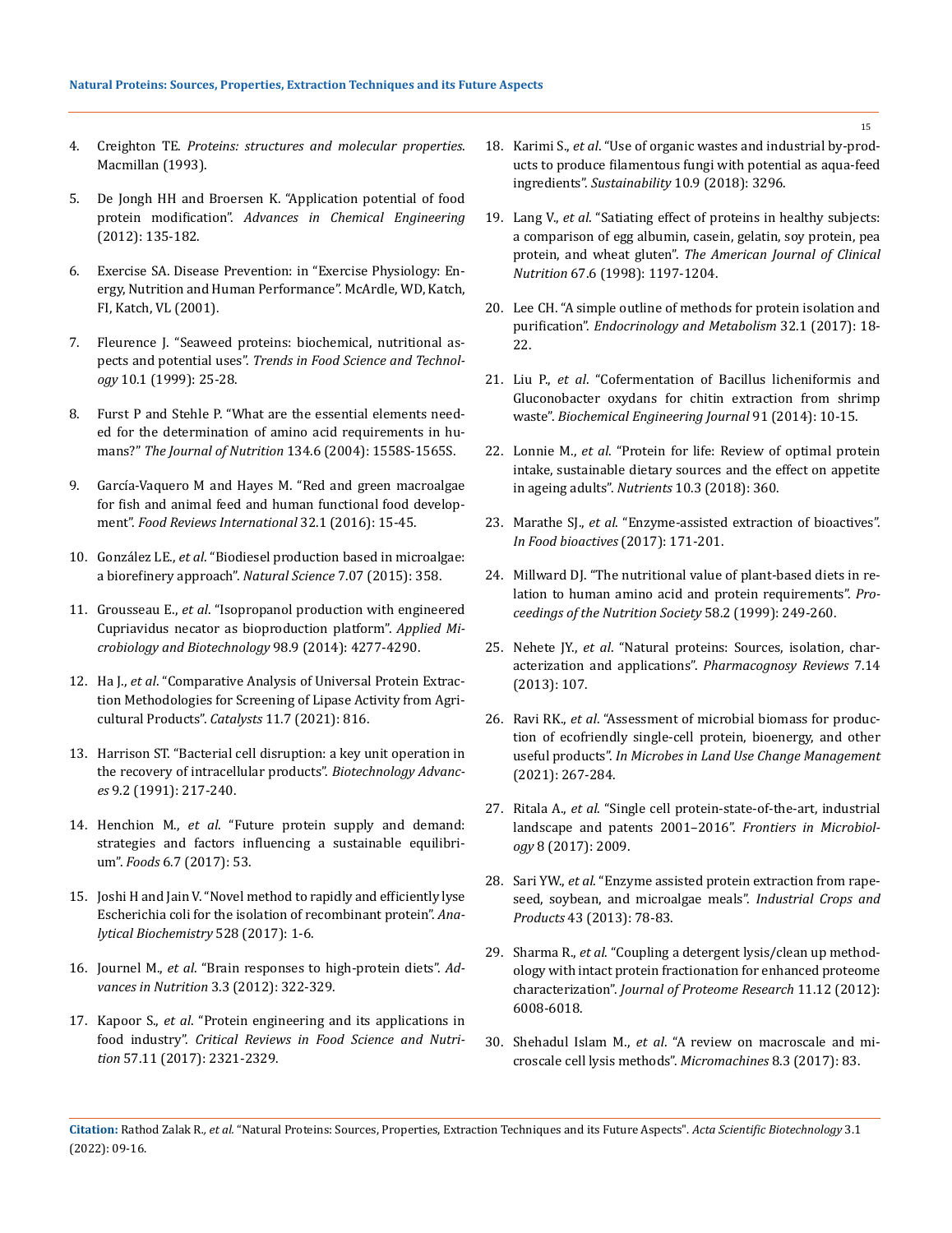4. Creighton TE. *Proteins: structures and molecular properties*. Macmillan (1993).
5. De Jongh HH and Broersen K. "Application potential of food protein modification". *Advances in Chemical Engineering* (2012): 135-182.
6. Exercise SA. Disease Prevention: in "Exercise Physiology: Energy, Nutrition and Human Performance". McArdle, WD, Katch, FI, Katch, VL (2001).
7. Fleurence J. "Seaweed proteins: biochemical, nutritional aspects and potential uses". *Trends in Food Science and Technology* 10.1 (1999): 25-28.
8. Furst P and Stehle P. "What are the essential elements needed for the determination of amino acid requirements in humans?" *The Journal of Nutrition* 134.6 (2004): 1558S-1565S.
9. García-Vaquero M and Hayes M. "Red and green macroalgae for fish and animal feed and human functional food development". *Food Reviews International* 32.1 (2016): 15-45.
10. González LE., *et al*. "Biodiesel production based in microalgae: a biorefinery approach". *Natural Science* 7.07 (2015): 358.
11. Grousseau E., *et al*. "Isopropanol production with engineered Cupriavidus necator as bioproduction platform". *Applied Microbiology and Biotechnology* 98.9 (2014): 4277-4290.
12. Ha J., *et al*. "Comparative Analysis of Universal Protein Extraction Methodologies for Screening of Lipase Activity from Agricultural Products". *Catalysts* 11.7 (2021): 816.
13. Harrison ST. "Bacterial cell disruption: a key unit operation in the recovery of intracellular products". *Biotechnology Advances* 9.2 (1991): 217-240.
14. Henchion M., *et al*. "Future protein supply and demand: strategies and factors influencing a sustainable equilibrium". *Foods* 6.7 (2017): 53.
15. Joshi H and Jain V. "Novel method to rapidly and efficiently lyse Escherichia coli for the isolation of recombinant protein". *Analytical Biochemistry* 528 (2017): 1-6.
16. Journel M., *et al*. "Brain responses to high-protein diets". *Advances in Nutrition* 3.3 (2012): 322-329.
17. Kapoor S., *et al*. "Protein engineering and its applications in food industry". *Critical Reviews in Food Science and Nutrition* 57.11 (2017): 2321-2329.
18. Karimi S., *et al*. "Use of organic wastes and industrial by-products to produce filamentous fungi with potential as aqua-feed ingredients". *Sustainability* 10.9 (2018): 3296.
19. Lang V., *et al*. "Satiating effect of proteins in healthy subjects: a comparison of egg albumin, casein, gelatin, soy protein, pea protein, and wheat gluten". *The American Journal of Clinical Nutrition* 67.6 (1998): 1197-1204.
20. Lee CH. "A simple outline of methods for protein isolation and purification". *Endocrinology and Metabolism* 32.1 (2017): 18-22.
21. Liu P., *et al*. "Cofermentation of Bacillus licheniformis and Gluconobacter oxydans for chitin extraction from shrimp waste". *Biochemical Engineering Journal* 91 (2014): 10-15.
22. Lonnie M., *et al*. "Protein for life: Review of optimal protein intake, sustainable dietary sources and the effect on appetite in ageing adults". *Nutrients* 10.3 (2018): 360.
23. Marathe SJ., *et al*. "Enzyme-assisted extraction of bioactives". *In Food bioactives* (2017): 171-201.
24. Millward DJ. "The nutritional value of plant-based diets in relation to human amino acid and protein requirements". *Proceedings of the Nutrition Society* 58.2 (1999): 249-260.
25. Nehete JY., *et al*. "Natural proteins: Sources, isolation, characterization and applications". *Pharmacognosy Reviews* 7.14 (2013): 107.
26. Ravi RK., *et al*. "Assessment of microbial biomass for production of ecofriendly single-cell protein, bioenergy, and other useful products". *In Microbes in Land Use Change Management* (2021): 267-284.
27. Ritala A., *et al*. "Single cell protein-state-of-the-art, industrial landscape and patents 2001–2016". *Frontiers in Microbiology* 8 (2017): 2009.
28. Sari YW., *et al*. "Enzyme assisted protein extraction from rapeseed, soybean, and microalgae meals". *Industrial Crops and Products* 43 (2013): 78-83.
29. Sharma R., *et al*. "Coupling a detergent lysis/clean up methodology with intact protein fractionation for enhanced proteome characterization". *Journal of Proteome Research* 11.12 (2012): 6008-6018.
30. Shehadul Islam M., *et al*. "A review on macroscale and microscale cell lysis methods". *Micromachines* 8.3 (2017): 83.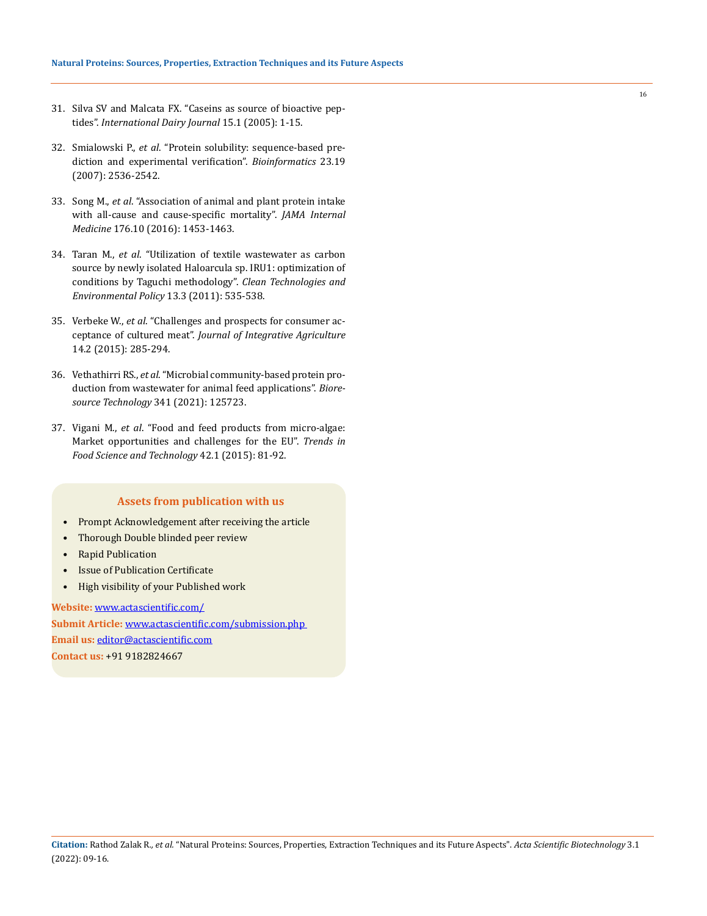31. Silva SV and Malcata FX. "Caseins as source of bioactive peptides". *International Dairy Journal* 15.1 (2005): 1-15.

32. Smialowski P., *et al*. "Protein solubility: sequence-based prediction and experimental verification". *Bioinformatics* 23.19 (2007): 2536-2542.

33. Song M., *et al*. "Association of animal and plant protein intake with all-cause and cause-specific mortality". *JAMA Internal Medicine* 176.10 (2016): 1453-1463.

34. Taran M., *et al*. "Utilization of textile wastewater as carbon source by newly isolated Haloarcula sp. IRU1: optimization of conditions by Taguchi methodology". *Clean Technologies and Environmental Policy* 13.3 (2011): 535-538.

35. Verbeke W., *et al*. "Challenges and prospects for consumer acceptance of cultured meat". *Journal of Integrative Agriculture* 14.2 (2015): 285-294.

36. Vethathirri RS., *et al*. "Microbial community-based protein production from wastewater for animal feed applications". *Bioresource Technology* 341 (2021): 125723.

37. Vigani M., *et al*. "Food and feed products from micro-algae: Market opportunities and challenges for the EU". *Trends in Food Science and Technology* 42.1 (2015): 81-92.

**Assets from publication with us**

- Prompt Acknowledgement after receiving the article
- Thorough Double blinded peer review
- Rapid Publication
- Issue of Publication Certificate
- High visibility of your Published work

**Website:** www.actascientific.com/
**Submit Article:** www.actascientific.com/submission.php
**Email us:** editor@actascientific.com
**Contact us:** +91 9182824667